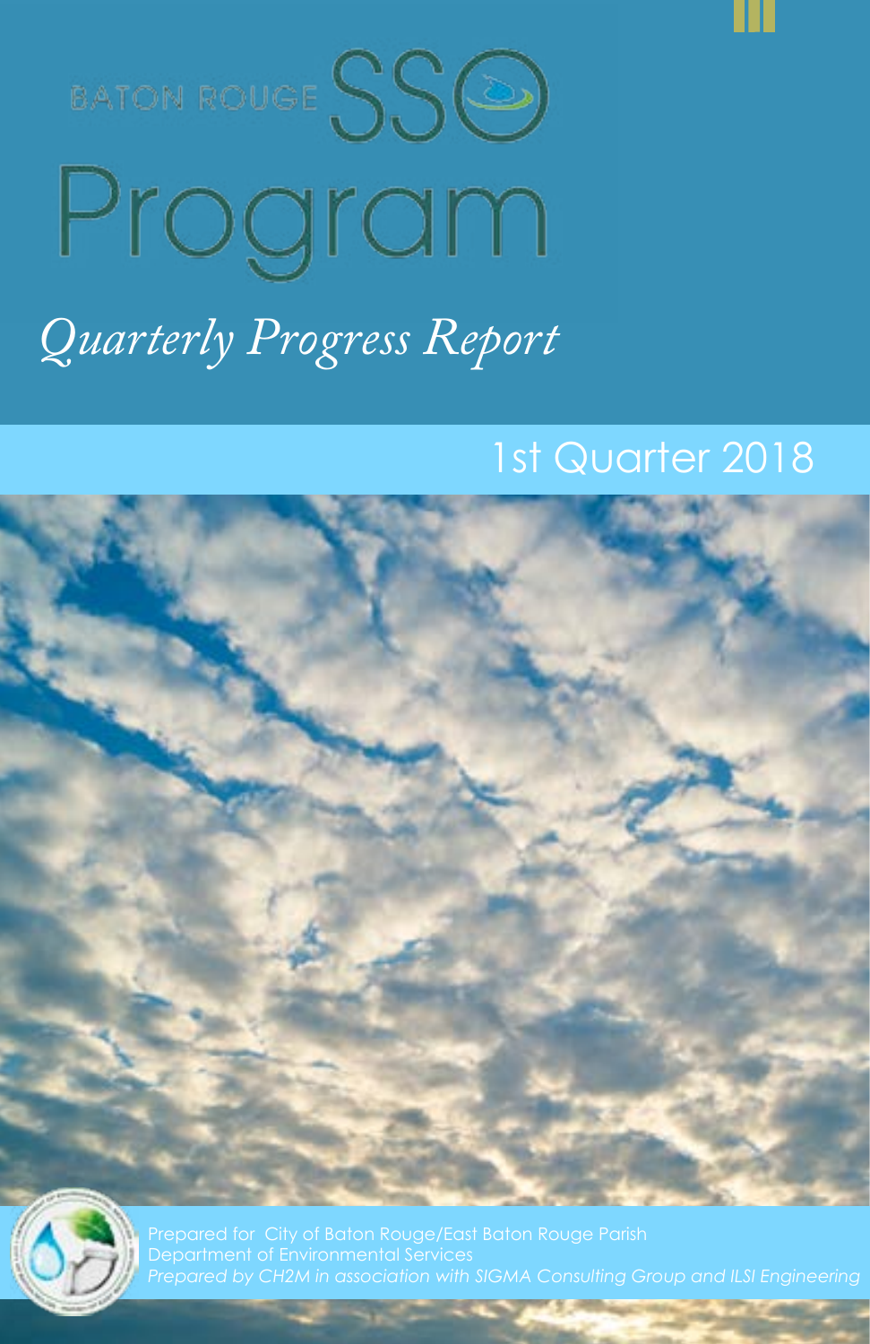# BATON ROUGE SSO Program

## *Quarterly Progress Report*

### 1st Quarter 2018

Prepared for City of Baton Rouge/East Baton Rouge Parish
Department of Environmental Services
*Prepared by CH2M in association with SIGMA Consulting Group and ILSI Engineering*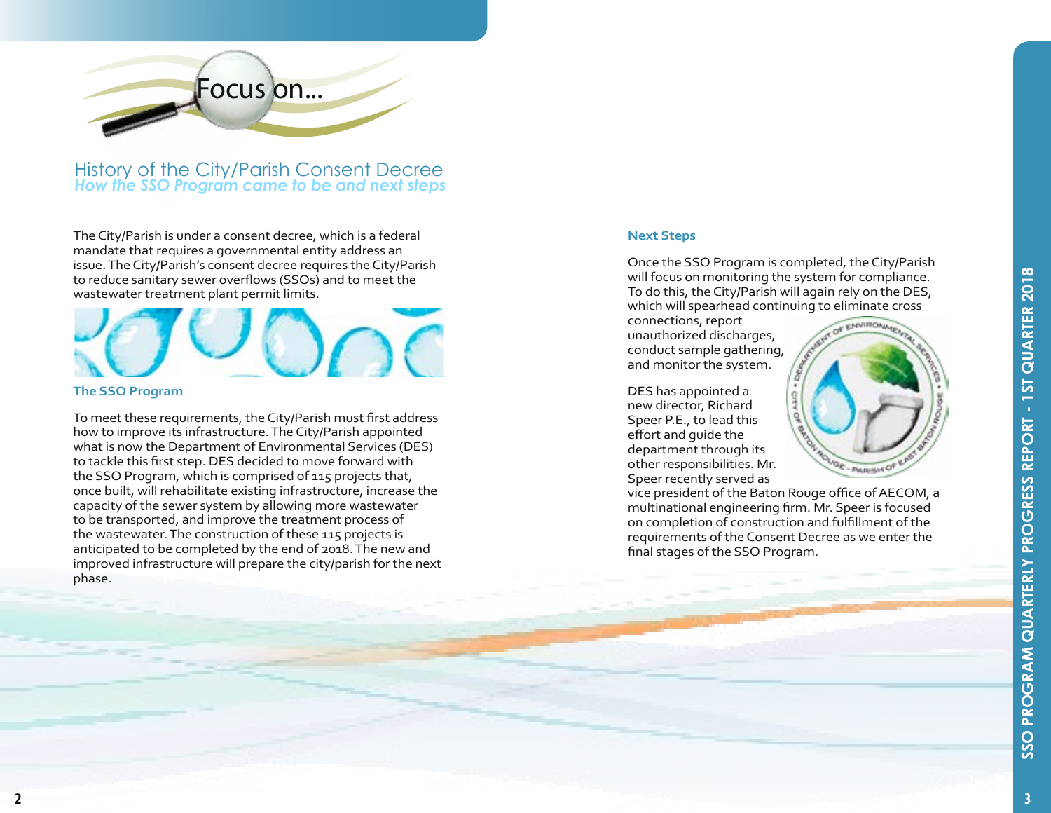Focus on...

# History of the City/Parish Consent Decree

*How the SSO Program came to be and next steps*

The City/Parish is under a consent decree, which is a federal mandate that requires a governmental entity address an issue. The City/Parish's consent decree requires the City/Parish to reduce sanitary sewer overflows (SSOs) and to meet the wastewater treatment plant permit limits.

## The SSO Program

To meet these requirements, the City/Parish must first address how to improve its infrastructure. The City/Parish appointed what is now the Department of Environmental Services (DES) to tackle this first step. DES decided to move forward with the SSO Program, which is comprised of 115 projects that, once built, will rehabilitate existing infrastructure, increase the capacity of the sewer system by allowing more wastewater to be transported, and improve the treatment process of the wastewater. The construction of these 115 projects is anticipated to be completed by the end of 2018. The new and improved infrastructure will prepare the city/parish for the next phase.

## Next Steps

Once the SSO Program is completed, the City/Parish will focus on monitoring the system for compliance. To do this, the City/Parish will again rely on the DES, which will spearhead continuing to eliminate cross connections, report unauthorized discharges, conduct sample gathering, and monitor the system.

DES has appointed a new director, Richard Speer P.E., to lead this effort and guide the department through its other responsibilities. Mr. Speer recently served as vice president of the Baton Rouge office of AECOM, a multinational engineering firm. Mr. Speer is focused on completion of construction and fulfillment of the requirements of the Consent Decree as we enter the final stages of the SSO Program.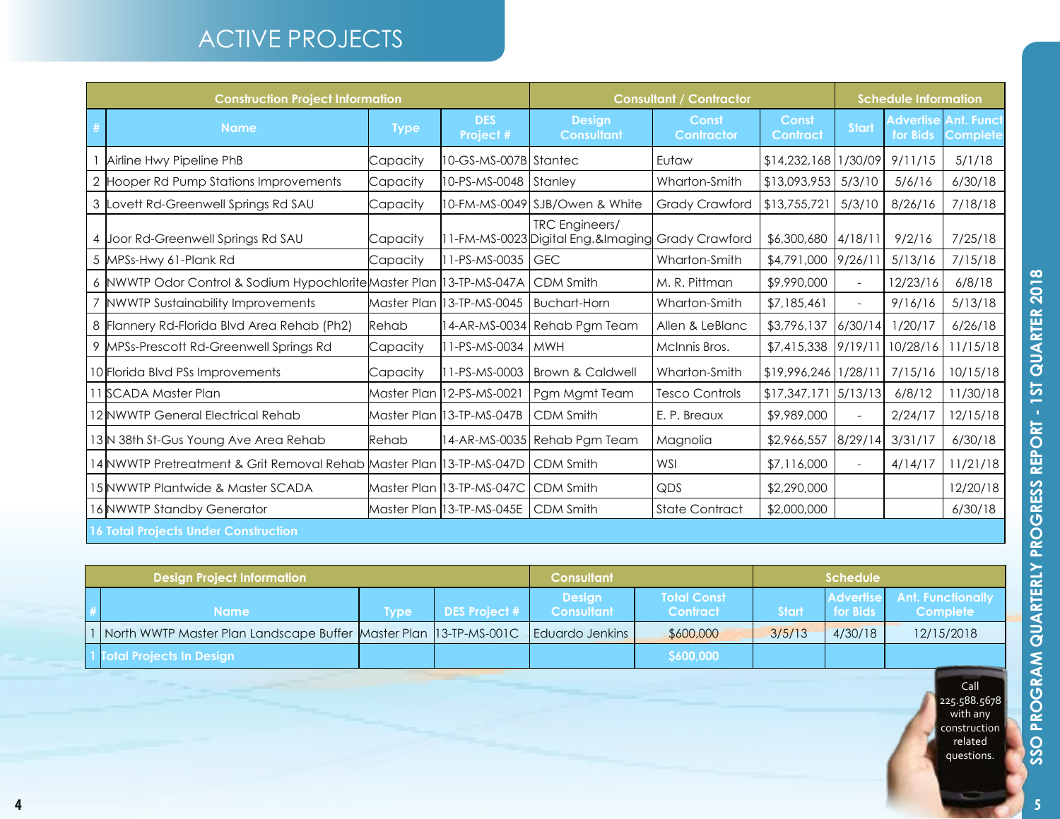# ACTIVE PROJECTS

| Construction Project Information | | | | Consultant / Contractor | | | Schedule Information | | |
|---|---|---|---|---|---|---|---|---|---|
| # | Name | Type | DES Project # | Design Consultant | Const Contractor | Const Contract | Start | Advertise for Bids | Ant. Funct Complete |
| 1 | Airline Hwy Pipeline PhB | Capacity | 10-GS-MS-007B | Stantec | Eutaw | $14,232,168 | 1/30/09 | 9/11/15 | 5/1/18 |
| 2 | Hooper Rd Pump Stations Improvements | Capacity | 10-PS-MS-0048 | Stanley | Wharton-Smith | $13,093,953 | 5/3/10 | 5/6/16 | 6/30/18 |
| 3 | Lovett Rd-Greenwell Springs Rd SAU | Capacity | 10-FM-MS-0049 | SJB/Owen & White | Grady Crawford | $13,755,721 | 5/3/10 | 8/26/16 | 7/18/18 |
| 4 | Joor Rd-Greenwell Springs Rd SAU | Capacity | 11-FM-MS-0023 | TRC Engineers/ Digital Eng.&Imaging | Grady Crawford | $6,300,680 | 4/18/11 | 9/2/16 | 7/25/18 |
| 5 | MPSs-Hwy 61-Plank Rd | Capacity | 11-PS-MS-0035 | GEC | Wharton-Smith | $4,791,000 | 9/26/11 | 5/13/16 | 7/15/18 |
| 6 | NWWTP Odor Control & Sodium Hypochlorite | Master Plan | 13-TP-MS-047A | CDM Smith | M. R. Pittman | $9,990,000 | - | 12/23/16 | 6/8/18 |
| 7 | NWWTP Sustainability Improvements | Master Plan | 13-TP-MS-0045 | Buchart-Horn | Wharton-Smith | $7,185,461 | - | 9/16/16 | 5/13/18 |
| 8 | Flannery Rd-Florida Blvd Area Rehab (Ph2) | Rehab | 14-AR-MS-0034 | Rehab Pgm Team | Allen & LeBlanc | $3,796,137 | 6/30/14 | 1/20/17 | 6/26/18 |
| 9 | MPSs-Prescott Rd-Greenwell Springs Rd | Capacity | 11-PS-MS-0034 | MWH | McInnis Bros. | $7,415,338 | 9/19/11 | 10/28/16 | 11/15/18 |
| 10 | Florida Blvd PSs Improvements | Capacity | 11-PS-MS-0003 | Brown & Caldwell | Wharton-Smith | $19,996,246 | 1/28/11 | 7/15/16 | 10/15/18 |
| 11 | SCADA Master Plan | Master Plan | 12-PS-MS-0021 | Pgm Mgmt Team | Tesco Controls | $17,347,171 | 5/13/13 | 6/8/12 | 11/30/18 |
| 12 | NWWTP General Electrical Rehab | Master Plan | 13-TP-MS-047B | CDM Smith | E. P. Breaux | $9,989,000 | - | 2/24/17 | 12/15/18 |
| 13 | N 38th St-Gus Young Ave Area Rehab | Rehab | 14-AR-MS-0035 | Rehab Pgm Team | Magnolia | $2,966,557 | 8/29/14 | 3/31/17 | 6/30/18 |
| 14 | NWWTP Pretreatment & Grit Removal Rehab | Master Plan | 13-TP-MS-047D | CDM Smith | WSI | $7,116,000 | - | 4/14/17 | 11/21/18 |
| 15 | NWWTP Plantwide & Master SCADA | Master Plan | 13-TP-MS-047C | CDM Smith | QDS | $2,290,000 | | | 12/20/18 |
| 16 | NWWTP Standby Generator | Master Plan | 13-TP-MS-045E | CDM Smith | State Contract | $2,000,000 | | | 6/30/18 |
| **16 Total Projects Under Construction** | | | | | | | | | |

| Design Project Information | | | | Consultant | | Schedule | | |
|---|---|---|---|---|---|---|---|---|
| # | Name | Type | DES Project # | Design Consultant | Total Const Contract | Start | Advertise for Bids | Ant. Functionally Complete |
| 1 | North WWTP Master Plan Landscape Buffer | Master Plan | 13-TP-MS-001C | Eduardo Jenkins | $600,000 | 3/5/13 | 4/30/18 | 12/15/2018 |
| 1 | **Total Projects In Design** | | | | **$600,000** | | | |

Call 225.588.5678 with any construction related questions.

SSO PROGRAM QUARTERLY PROGRESS REPORT - 1ST QUARTER 2018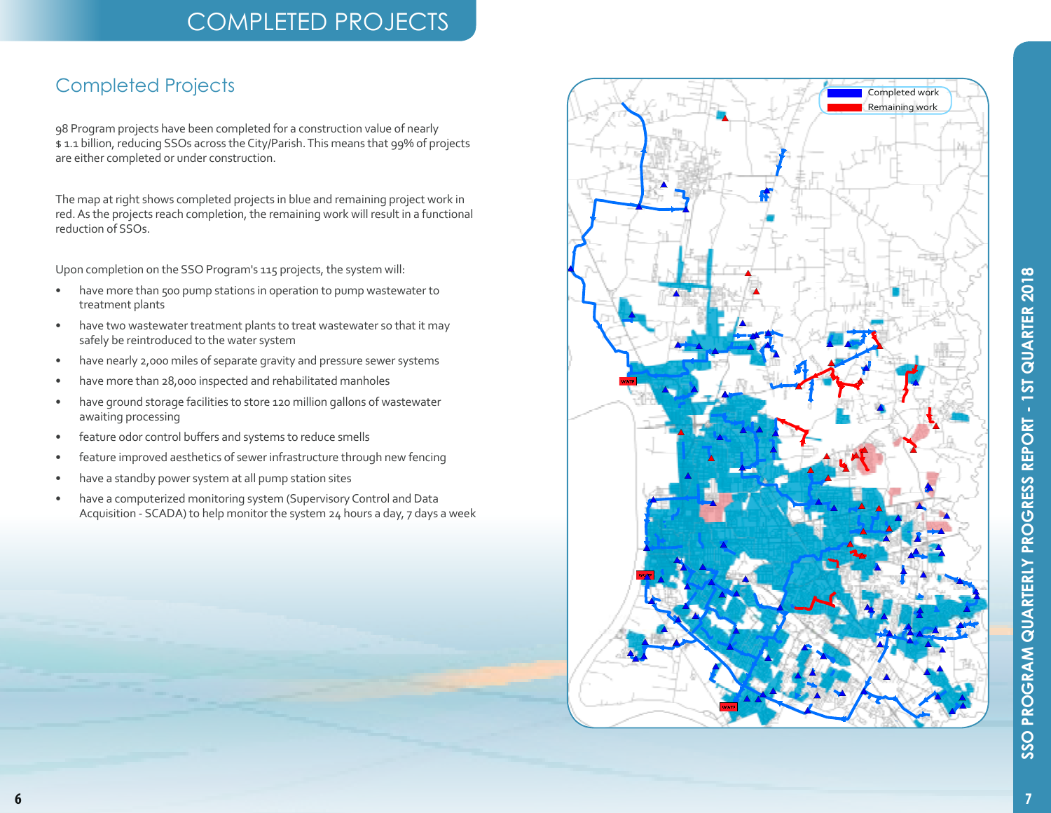# COMPLETED PROJECTS

## Completed Projects

98 Program projects have been completed for a construction value of nearly $ 1.1 billion, reducing SSOs across the City/Parish. This means that 99% of projects are either completed or under construction.

The map at right shows completed projects in blue and remaining project work in red. As the projects reach completion, the remaining work will result in a functional reduction of SSOs.

Upon completion on the SSO Program's 115 projects, the system will:

- have more than 500 pump stations in operation to pump wastewater to treatment plants
- have two wastewater treatment plants to treat wastewater so that it may safely be reintroduced to the water system
- have nearly 2,000 miles of separate gravity and pressure sewer systems
- have more than 28,000 inspected and rehabilitated manholes
- have ground storage facilities to store 120 million gallons of wastewater awaiting processing
- feature odor control buffers and systems to reduce smells
- feature improved aesthetics of sewer infrastructure through new fencing
- have a standby power system at all pump station sites
- have a computerized monitoring system (Supervisory Control and Data Acquisition - SCADA) to help monitor the system 24 hours a day, 7 days a week

Completed work

Remaining work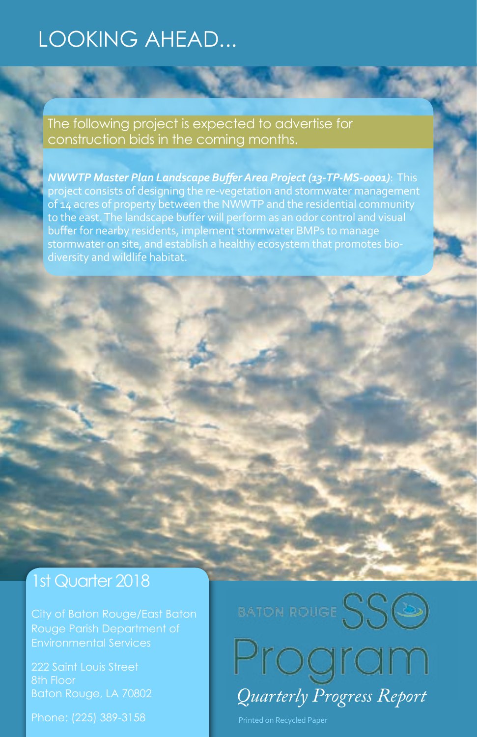# LOOKING AHEAD...

## The following project is expected to advertise for construction bids in the coming months.

***NWWTP Master Plan Landscape Buffer Area Project (13-TP-MS-0001)***: This project consists of designing the re-vegetation and stormwater management of 14 acres of property between the NWWTP and the residential community to the east. The landscape buffer will perform as an odor control and visual buffer for nearby residents, implement stormwater BMPs to manage stormwater on site, and establish a healthy ecosystem that promotes bio-diversity and wildlife habitat.

## 1st Quarter 2018

City of Baton Rouge/East Baton Rouge Parish Department of Environmental Services

222 Saint Louis Street
8th Floor
Baton Rouge, LA 70802

Phone: (225) 389-3158

BATON ROUGE SSO Program

*Quarterly Progress Report*

Printed on Recycled Paper